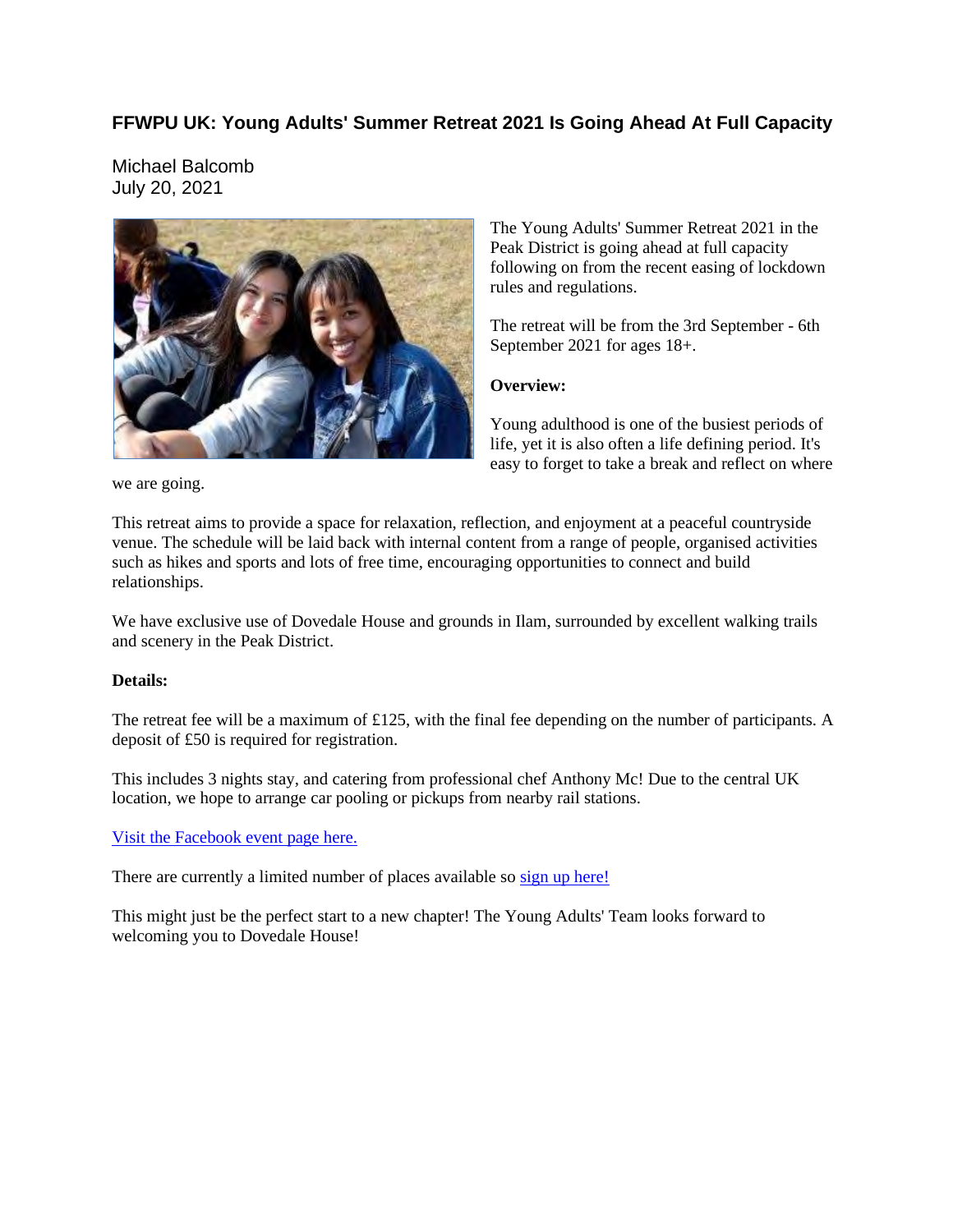# FFWPU UK: Young Adults' Summer Retreat 2021 Is Going Ahead At Full Capacity

Michael Balcomb
July 20, 2021

The Young Adults' Summer Retreat 2021 in the Peak District is going ahead at full capacity following on from the recent easing of lockdown rules and regulations.

The retreat will be from the 3rd September - 6th September 2021 for ages 18+.

**Overview:**

Young adulthood is one of the busiest periods of life, yet it is also often a life defining period. It's easy to forget to take a break and reflect on where we are going.

This retreat aims to provide a space for relaxation, reflection, and enjoyment at a peaceful countryside venue. The schedule will be laid back with internal content from a range of people, organised activities such as hikes and sports and lots of free time, encouraging opportunities to connect and build relationships.

We have exclusive use of Dovedale House and grounds in Ilam, surrounded by excellent walking trails and scenery in the Peak District.

**Details:**

The retreat fee will be a maximum of £125, with the final fee depending on the number of participants. A deposit of £50 is required for registration.

This includes 3 nights stay, and catering from professional chef Anthony Mc! Due to the central UK location, we hope to arrange car pooling or pickups from nearby rail stations.

Visit the Facebook event page here.

There are currently a limited number of places available so sign up here!

This might just be the perfect start to a new chapter! The Young Adults' Team looks forward to welcoming you to Dovedale House!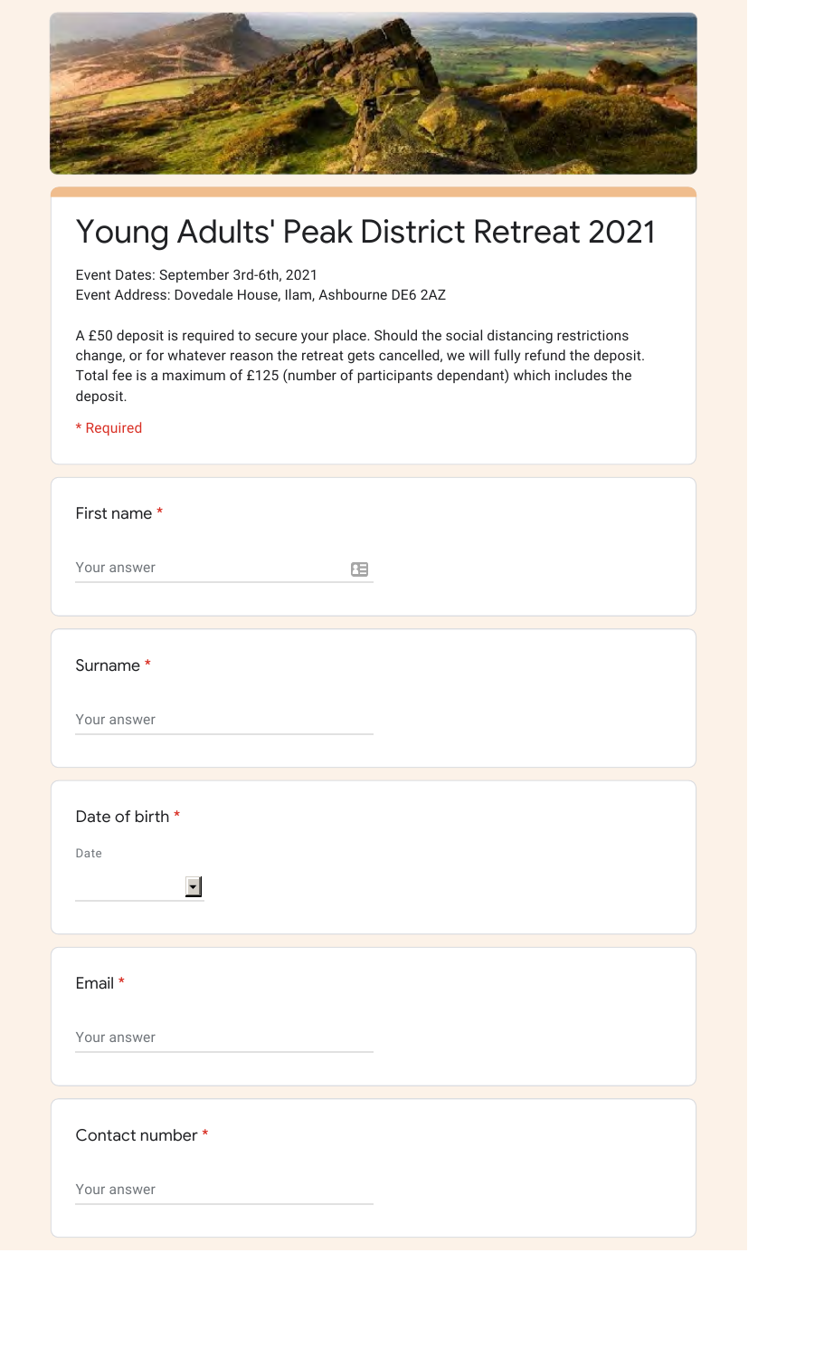# Young Adults' Peak District Retreat 2021

Event Dates: September 3rd-6th, 2021
Event Address: Dovedale House, Ilam, Ashbourne DE6 2AZ

A £50 deposit is required to secure your place. Should the social distancing restrictions change, or for whatever reason the retreat gets cancelled, we will fully refund the deposit. Total fee is a maximum of £125 (number of participants dependant) which includes the deposit.

* Required

First name *

Your answer

Surname *

Your answer

Date of birth *

Date

Email *

Your answer

Contact number *

Your answer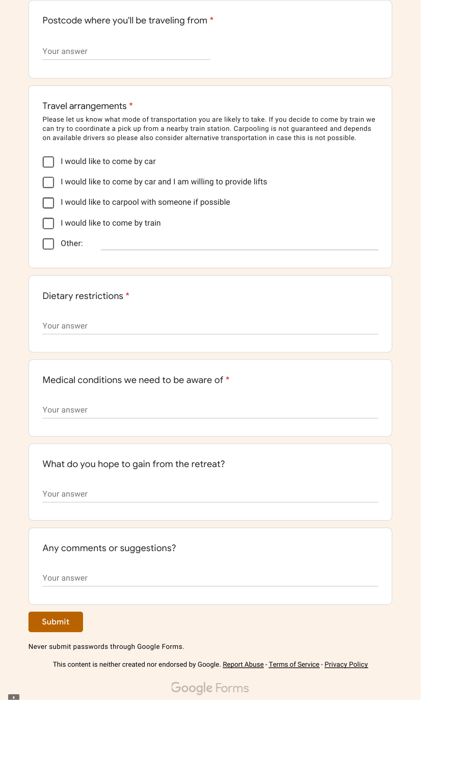Postcode where you'll be traveling from *

Your answer

Travel arrangements *

Please let us know what mode of transportation you are likely to take. If you decide to come by train we can try to coordinate a pick up from a nearby train station. Carpooling is not guaranteed and depends on available drivers so please also consider alternative transportation in case this is not possible.

- [ ] I would like to come by car
- [ ] I would like to come by car and I am willing to provide lifts
- [ ] I would like to carpool with someone if possible
- [ ] I would like to come by train
- [ ] Other:

Dietary restrictions *

Your answer

Medical conditions we need to be aware of *

Your answer

What do you hope to gain from the retreat?

Your answer

Any comments or suggestions?

Your answer

Submit

Never submit passwords through Google Forms.

This content is neither created nor endorsed by Google. Report Abuse - Terms of Service - Privacy Policy

Google Forms